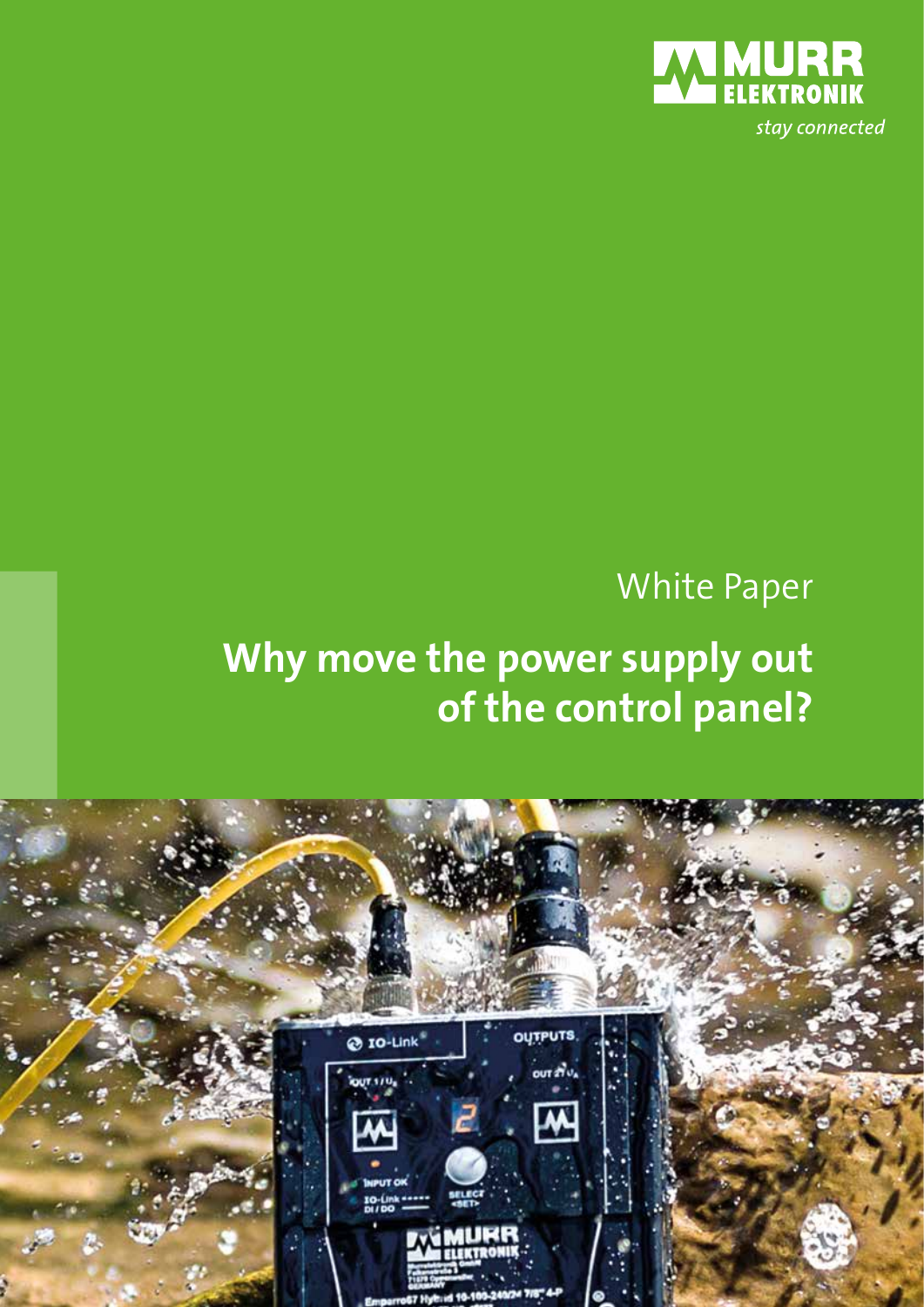MURR ELEKTRONIK

*stay connected*

White Paper

# Why move the power supply out of the control panel?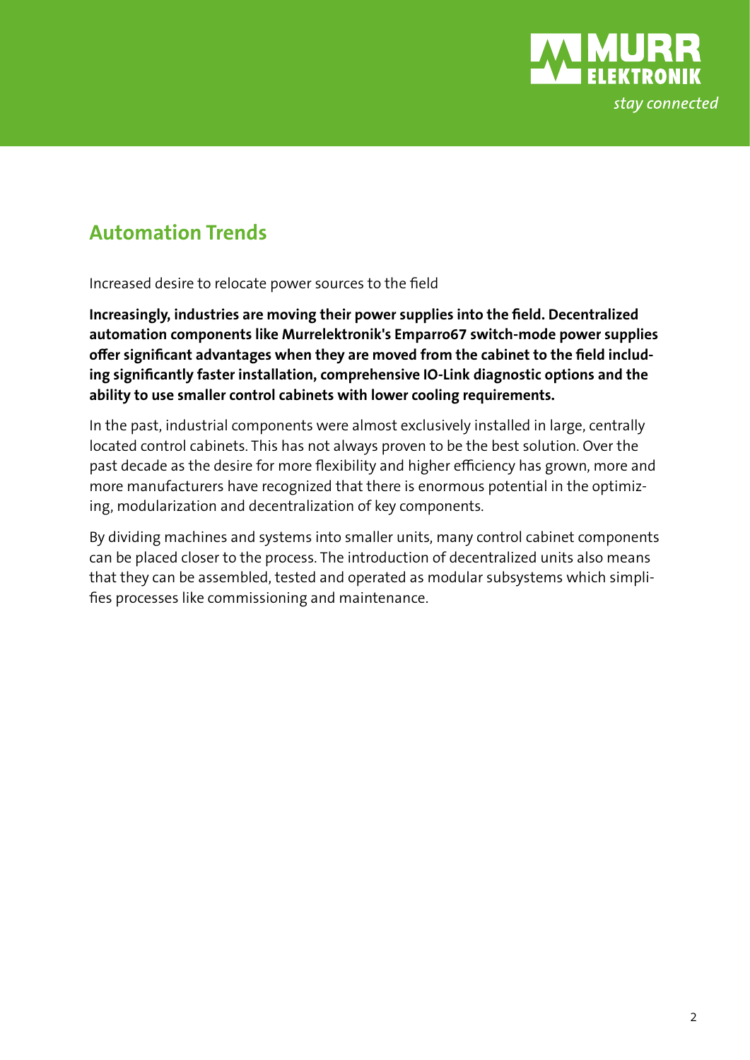## Automation Trends

Increased desire to relocate power sources to the field

**Increasingly, industries are moving their power supplies into the field. Decentralized automation components like Murrelektronik's Emparro67 switch-mode power supplies offer significant advantages when they are moved from the cabinet to the field including significantly faster installation, comprehensive IO-Link diagnostic options and the ability to use smaller control cabinets with lower cooling requirements.**

In the past, industrial components were almost exclusively installed in large, centrally located control cabinets. This has not always proven to be the best solution. Over the past decade as the desire for more flexibility and higher efficiency has grown, more and more manufacturers have recognized that there is enormous potential in the optimizing, modularization and decentralization of key components.

By dividing machines and systems into smaller units, many control cabinet components can be placed closer to the process. The introduction of decentralized units also means that they can be assembled, tested and operated as modular subsystems which simplifies processes like commissioning and maintenance.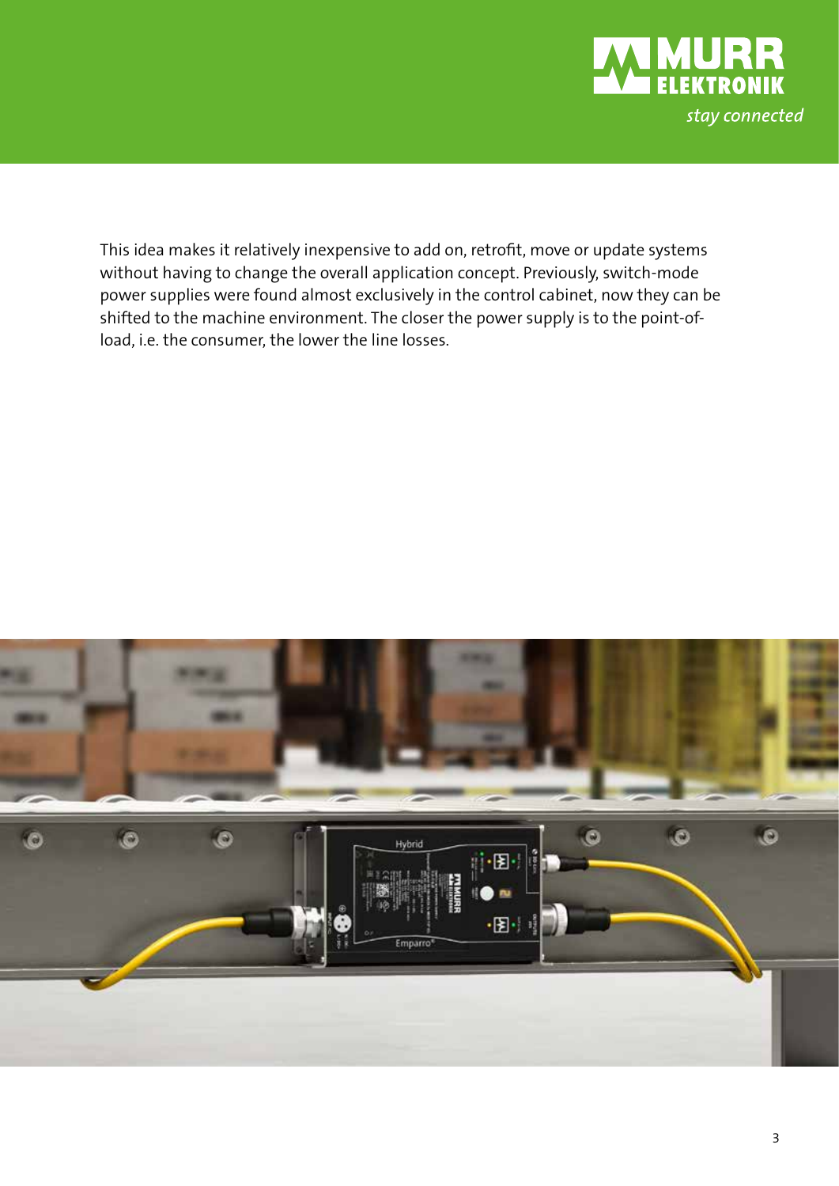This idea makes it relatively inexpensive to add on, retrofit, move or update systems without having to change the overall application concept. Previously, switch-mode power supplies were found almost exclusively in the control cabinet, now they can be shifted to the machine environment. The closer the power supply is to the point-of-load, i.e. the consumer, the lower the line losses.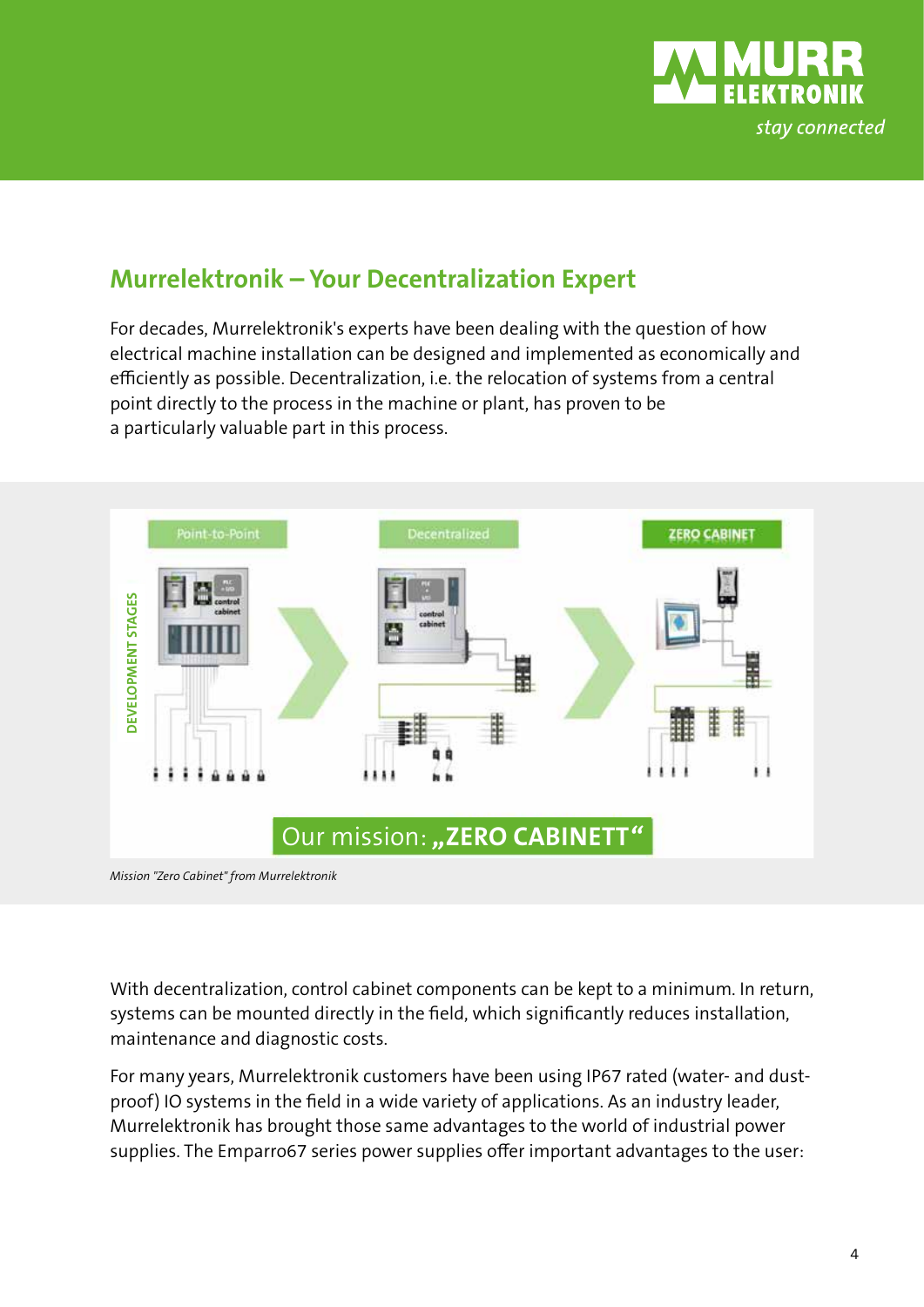## Murrelektronik – Your Decentralization Expert

For decades, Murrelektronik's experts have been dealing with the question of how electrical machine installation can be designed and implemented as economically and efficiently as possible. Decentralization, i.e. the relocation of systems from a central point directly to the process in the machine or plant, has proven to be a particularly valuable part in this process.

*Mission "Zero Cabinet" from Murrelektronik*

With decentralization, control cabinet components can be kept to a minimum. In return, systems can be mounted directly in the field, which significantly reduces installation, maintenance and diagnostic costs.

For many years, Murrelektronik customers have been using IP67 rated (water- and dust-proof) IO systems in the field in a wide variety of applications. As an industry leader, Murrelektronik has brought those same advantages to the world of industrial power supplies. The Emparro67 series power supplies offer important advantages to the user: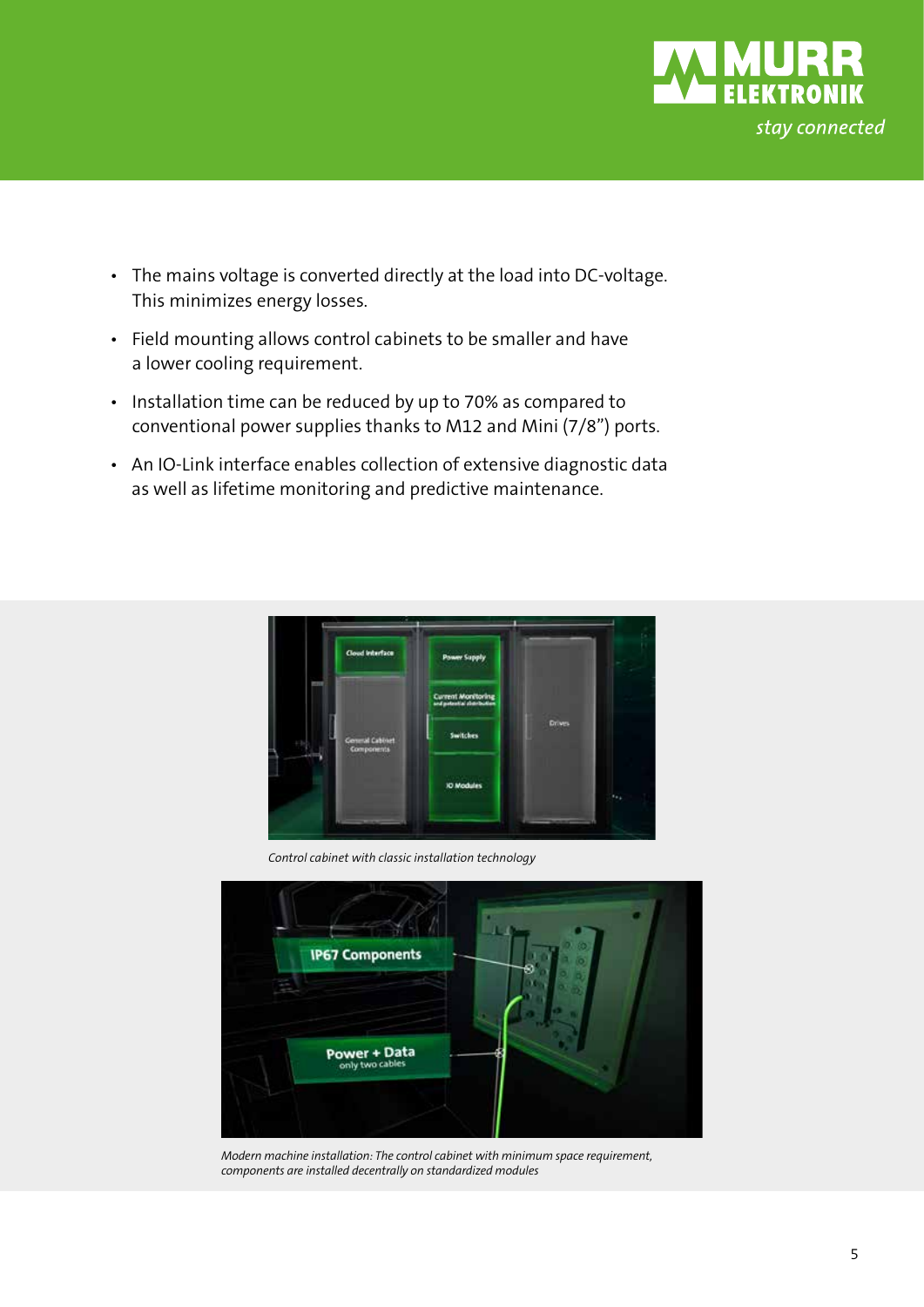- The mains voltage is converted directly at the load into DC-voltage. This minimizes energy losses.
- Field mounting allows control cabinets to be smaller and have a lower cooling requirement.
- Installation time can be reduced by up to 70% as compared to conventional power supplies thanks to M12 and Mini (7/8”) ports.
- An IO-Link interface enables collection of extensive diagnostic data as well as lifetime monitoring and predictive maintenance.

*Control cabinet with classic installation technology*

*Modern machine installation: The control cabinet with minimum space requirement, components are installed decentrally on standardized modules*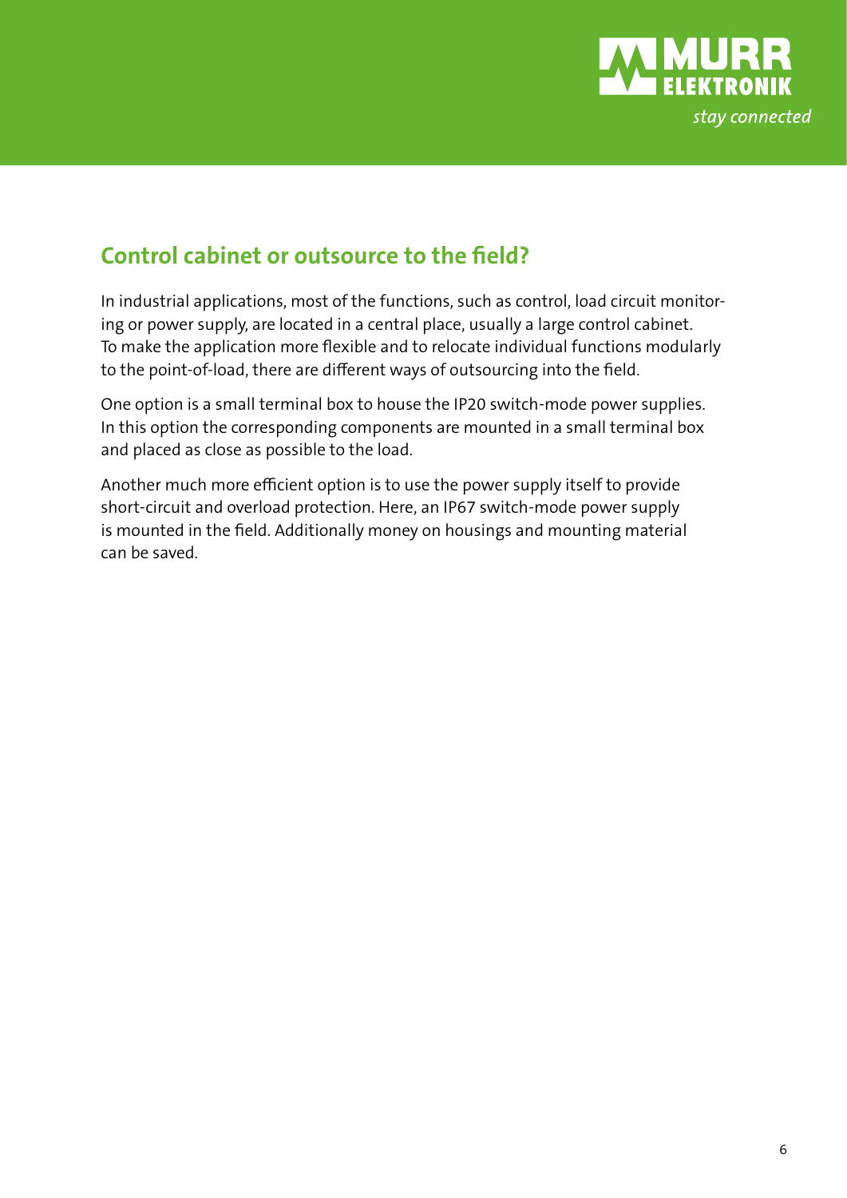## Control cabinet or outsource to the field?

In industrial applications, most of the functions, such as control, load circuit monitoring or power supply, are located in a central place, usually a large control cabinet. To make the application more flexible and to relocate individual functions modularly to the point-of-load, there are different ways of outsourcing into the field.

One option is a small terminal box to house the IP20 switch-mode power supplies. In this option the corresponding components are mounted in a small terminal box and placed as close as possible to the load.

Another much more efficient option is to use the power supply itself to provide short-circuit and overload protection. Here, an IP67 switch-mode power supply is mounted in the field. Additionally money on housings and mounting material can be saved.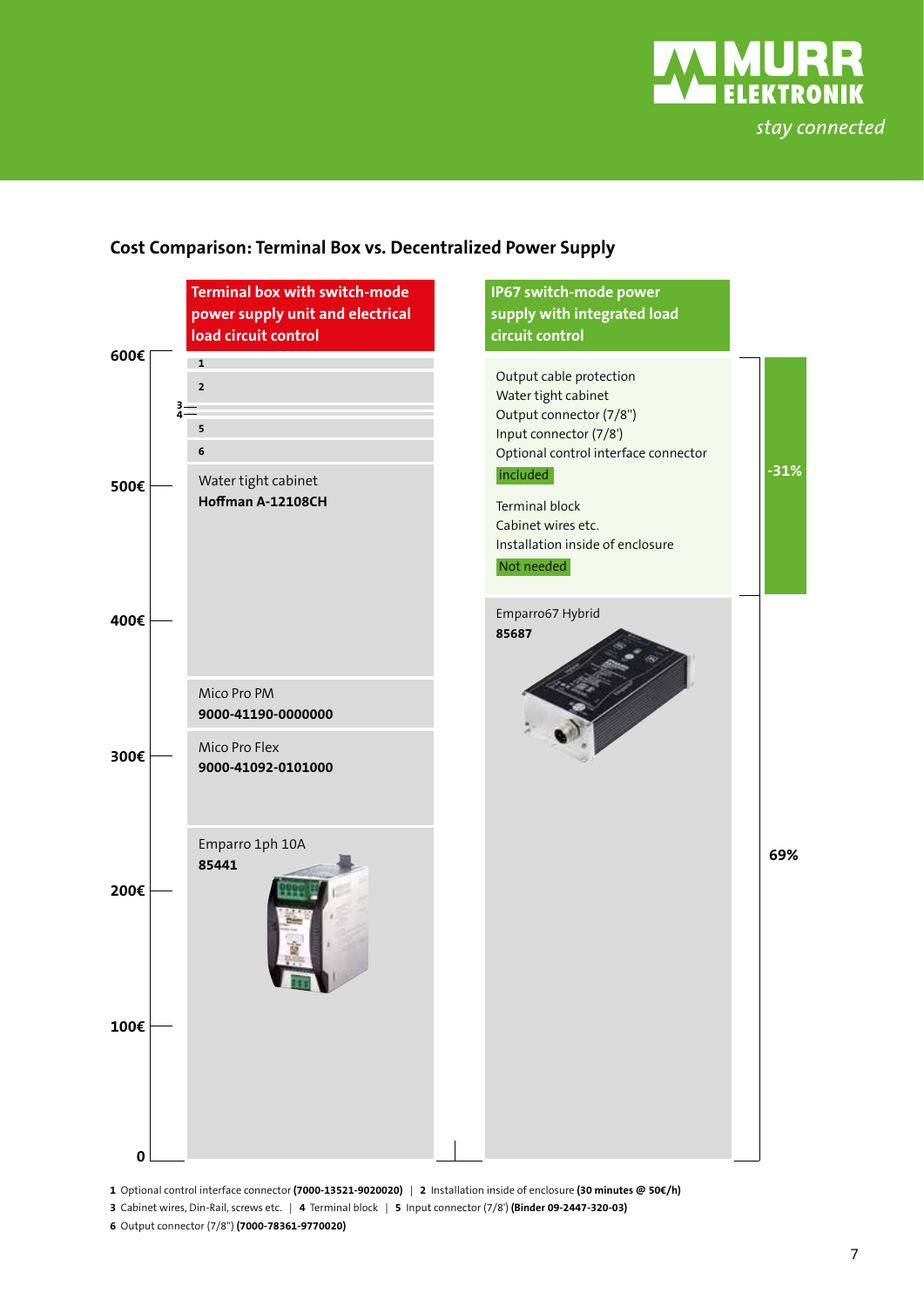## Cost Comparison: Terminal Box vs. Decentralized Power Supply

**Terminal box with switch-mode power supply unit and electrical load circuit control**

- 1
- 2
- 3
- 4
- 5
- 6
- Water tight cabinet **Hoffman A-12108CH**
- Mico Pro PM **9000-41190-0000000**
- Mico Pro Flex **9000-41092-0101000**
- Emparro 1ph 10A **85441**

**IP67 switch-mode power supply with integrated load circuit control**

Output cable protection
Water tight cabinet
Output connector (7/8")
Input connector (7/8')
Optional control interface connector
included

Terminal block
Cabinet wires etc.
Installation inside of enclosure
Not needed

Emparro67 Hybrid
**85687**

-31%

69%

Scale: 0, 100€, 200€, 300€, 400€, 500€, 600€

**1** Optional control interface connector **(7000-13521-9020020)** | **2** Installation inside of enclosure **(30 minutes @ 50€/h)**
**3** Cabinet wires, Din-Rail, screws etc. | **4** Terminal block | **5** Input connector (7/8') **(Binder 09-2447-320-03)**
**6** Output connector (7/8") **(7000-78361-9770020)**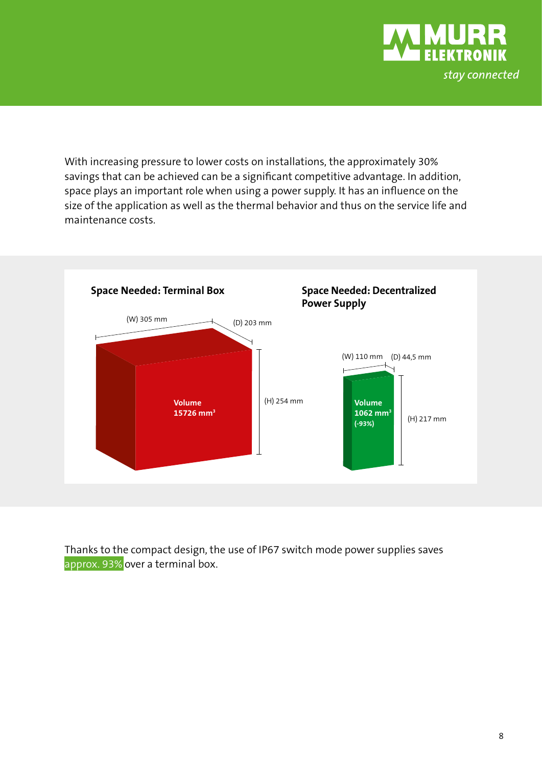With increasing pressure to lower costs on installations, the approximately 30% savings that can be achieved can be a significant competitive advantage. In addition, space plays an important role when using a power supply. It has an influence on the size of the application as well as the thermal behavior and thus on the service life and maintenance costs.

**Space Needed: Terminal Box**

(W) 305 mm (D) 203 mm (H) 254 mm

**Volume 15726 mm³**

**Space Needed: Decentralized Power Supply**

(W) 110 mm (D) 44,5 mm (H) 217 mm

**Volume 1062 mm³ (-93%)**

Thanks to the compact design, the use of IP67 switch mode power supplies saves approx. 93% over a terminal box.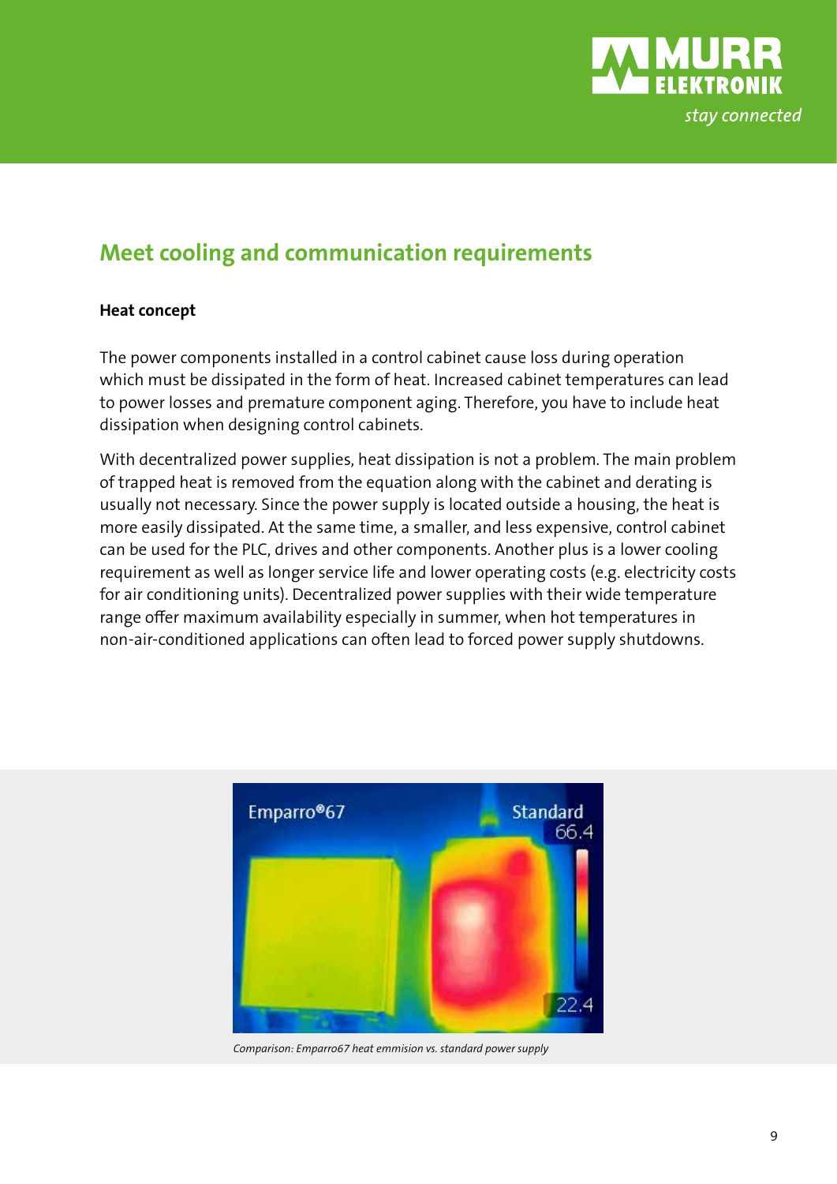## Meet cooling and communication requirements

**Heat concept**

The power components installed in a control cabinet cause loss during operation which must be dissipated in the form of heat. Increased cabinet temperatures can lead to power losses and premature component aging. Therefore, you have to include heat dissipation when designing control cabinets.

With decentralized power supplies, heat dissipation is not a problem. The main problem of trapped heat is removed from the equation along with the cabinet and derating is usually not necessary. Since the power supply is located outside a housing, the heat is more easily dissipated. At the same time, a smaller, and less expensive, control cabinet can be used for the PLC, drives and other components. Another plus is a lower cooling requirement as well as longer service life and lower operating costs (e.g. electricity costs for air conditioning units). Decentralized power supplies with their wide temperature range offer maximum availability especially in summer, when hot temperatures in non-air-conditioned applications can often lead to forced power supply shutdowns.

*Comparison: Emparro67 heat emmision vs. standard power supply*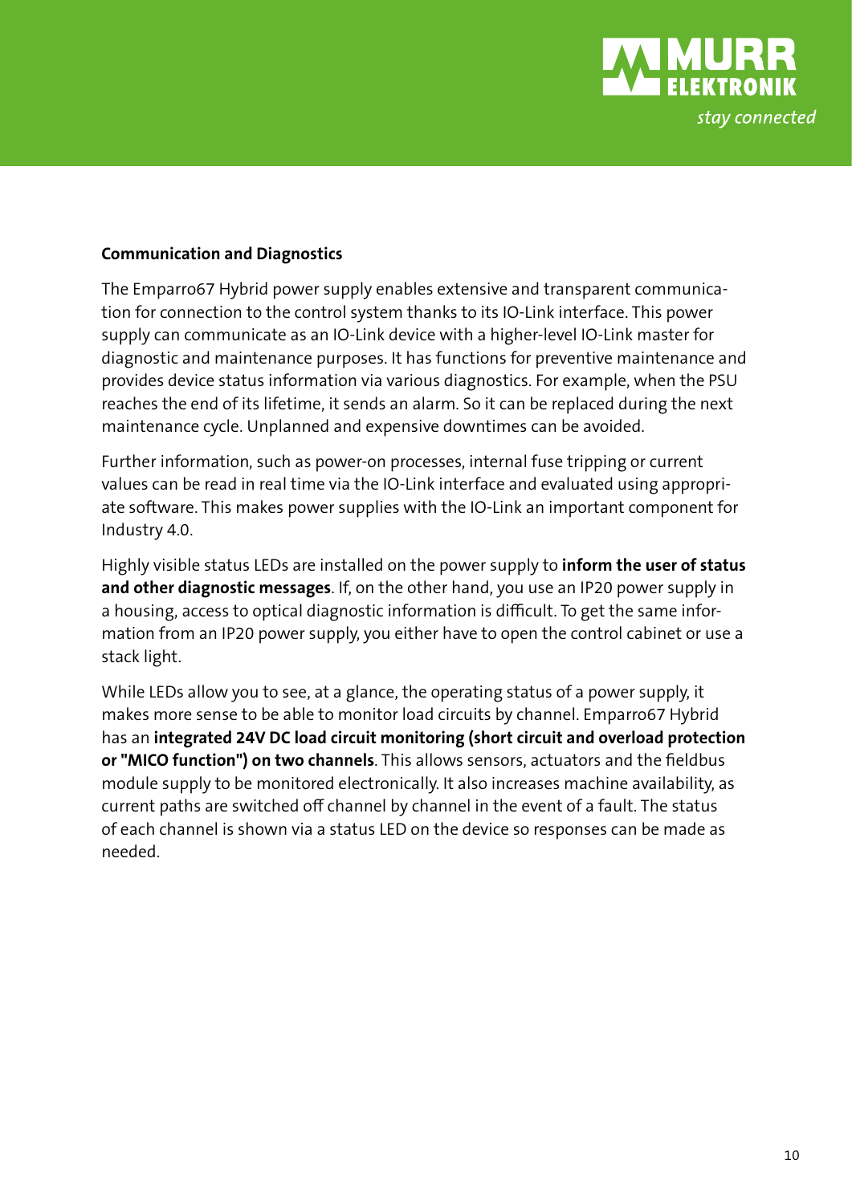## Communication and Diagnostics

The Emparro67 Hybrid power supply enables extensive and transparent communication for connection to the control system thanks to its IO-Link interface. This power supply can communicate as an IO-Link device with a higher-level IO-Link master for diagnostic and maintenance purposes. It has functions for preventive maintenance and provides device status information via various diagnostics. For example, when the PSU reaches the end of its lifetime, it sends an alarm. So it can be replaced during the next maintenance cycle. Unplanned and expensive downtimes can be avoided.

Further information, such as power-on processes, internal fuse tripping or current values can be read in real time via the IO-Link interface and evaluated using appropriate software. This makes power supplies with the IO-Link an important component for Industry 4.0.

Highly visible status LEDs are installed on the power supply to **inform the user of status and other diagnostic messages**. If, on the other hand, you use an IP20 power supply in a housing, access to optical diagnostic information is difficult. To get the same information from an IP20 power supply, you either have to open the control cabinet or use a stack light.

While LEDs allow you to see, at a glance, the operating status of a power supply, it makes more sense to be able to monitor load circuits by channel. Emparro67 Hybrid has an **integrated 24V DC load circuit monitoring (short circuit and overload protection or "MICO function") on two channels**. This allows sensors, actuators and the fieldbus module supply to be monitored electronically. It also increases machine availability, as current paths are switched off channel by channel in the event of a fault. The status of each channel is shown via a status LED on the device so responses can be made as needed.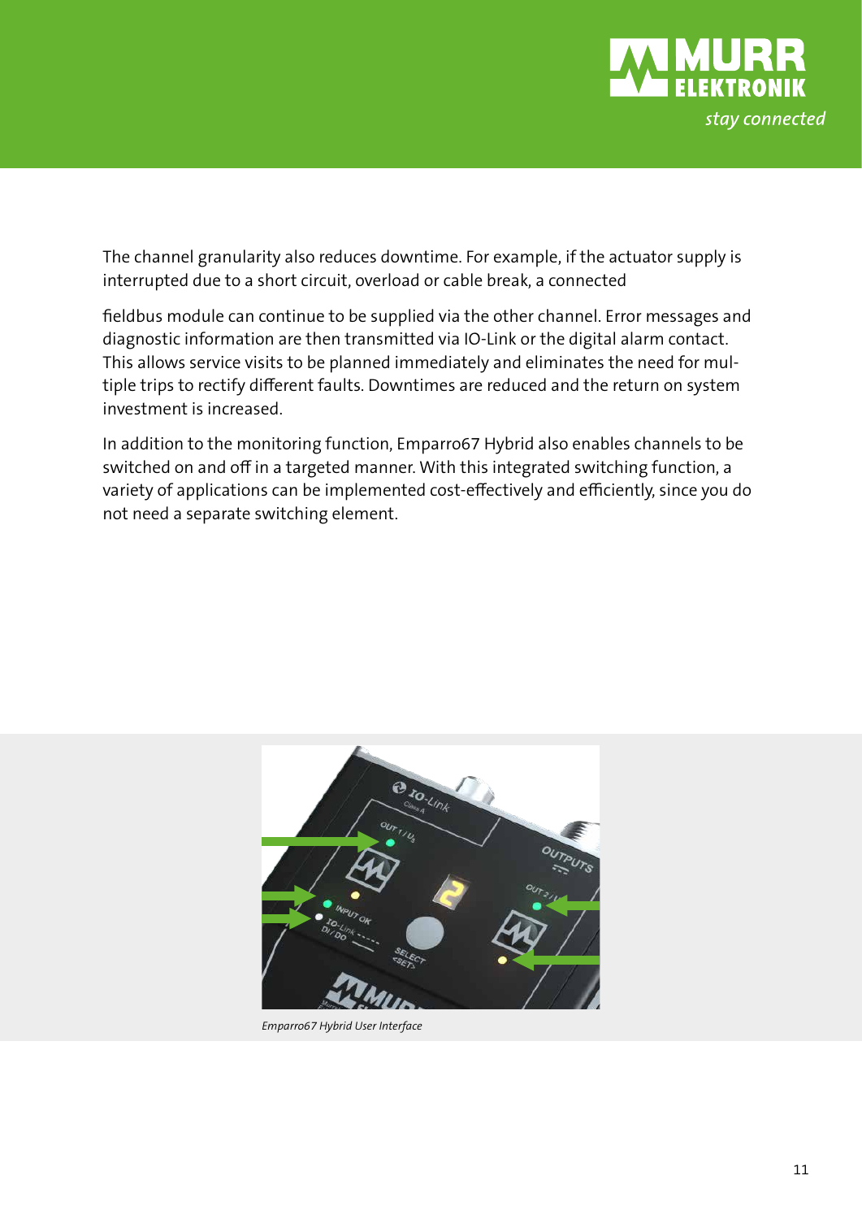The channel granularity also reduces downtime. For example, if the actuator supply is interrupted due to a short circuit, overload or cable break, a connected

fieldbus module can continue to be supplied via the other channel. Error messages and diagnostic information are then transmitted via IO-Link or the digital alarm contact. This allows service visits to be planned immediately and eliminates the need for multiple trips to rectify different faults. Downtimes are reduced and the return on system investment is increased.

In addition to the monitoring function, Emparro67 Hybrid also enables channels to be switched on and off in a targeted manner. With this integrated switching function, a variety of applications can be implemented cost-effectively and efficiently, since you do not need a separate switching element.

*Emparro67 Hybrid User Interface*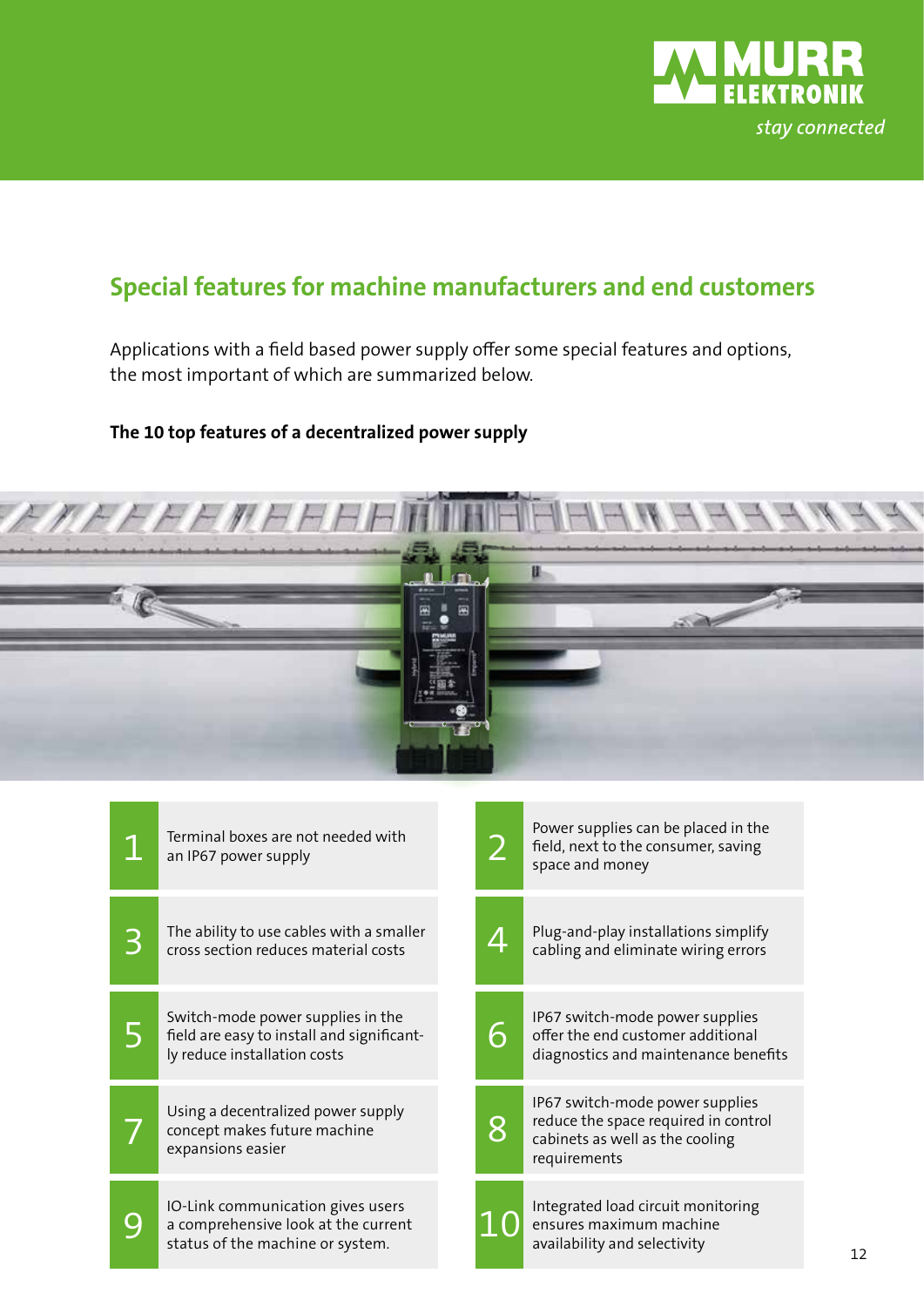## Special features for machine manufacturers and end customers

Applications with a field based power supply offer some special features and options, the most important of which are summarized below.

**The 10 top features of a decentralized power supply**

1. Terminal boxes are not needed with an IP67 power supply
2. Power supplies can be placed in the field, next to the consumer, saving space and money
3. The ability to use cables with a smaller cross section reduces material costs
4. Plug-and-play installations simplify cabling and eliminate wiring errors
5. Switch-mode power supplies in the field are easy to install and significantly reduce installation costs
6. IP67 switch-mode power supplies offer the end customer additional diagnostics and maintenance benefits
7. Using a decentralized power supply concept makes future machine expansions easier
8. IP67 switch-mode power supplies reduce the space required in control cabinets as well as the cooling requirements
9. IO-Link communication gives users a comprehensive look at the current status of the machine or system.
10. Integrated load circuit monitoring ensures maximum machine availability and selectivity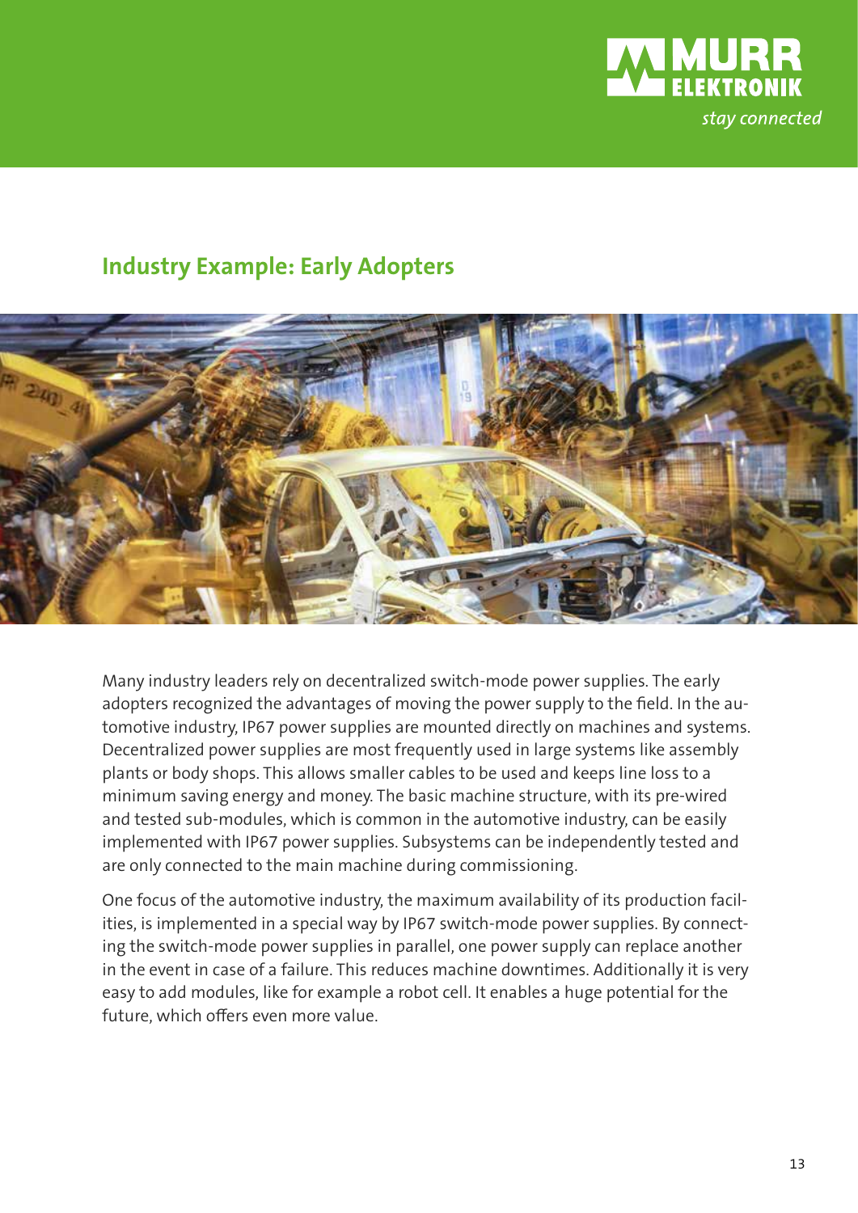## Industry Example: Early Adopters

Many industry leaders rely on decentralized switch-mode power supplies. The early adopters recognized the advantages of moving the power supply to the field. In the automotive industry, IP67 power supplies are mounted directly on machines and systems. Decentralized power supplies are most frequently used in large systems like assembly plants or body shops. This allows smaller cables to be used and keeps line loss to a minimum saving energy and money. The basic machine structure, with its pre-wired and tested sub-modules, which is common in the automotive industry, can be easily implemented with IP67 power supplies. Subsystems can be independently tested and are only connected to the main machine during commissioning.

One focus of the automotive industry, the maximum availability of its production facilities, is implemented in a special way by IP67 switch-mode power supplies. By connecting the switch-mode power supplies in parallel, one power supply can replace another in the event in case of a failure. This reduces machine downtimes. Additionally it is very easy to add modules, like for example a robot cell. It enables a huge potential for the future, which offers even more value.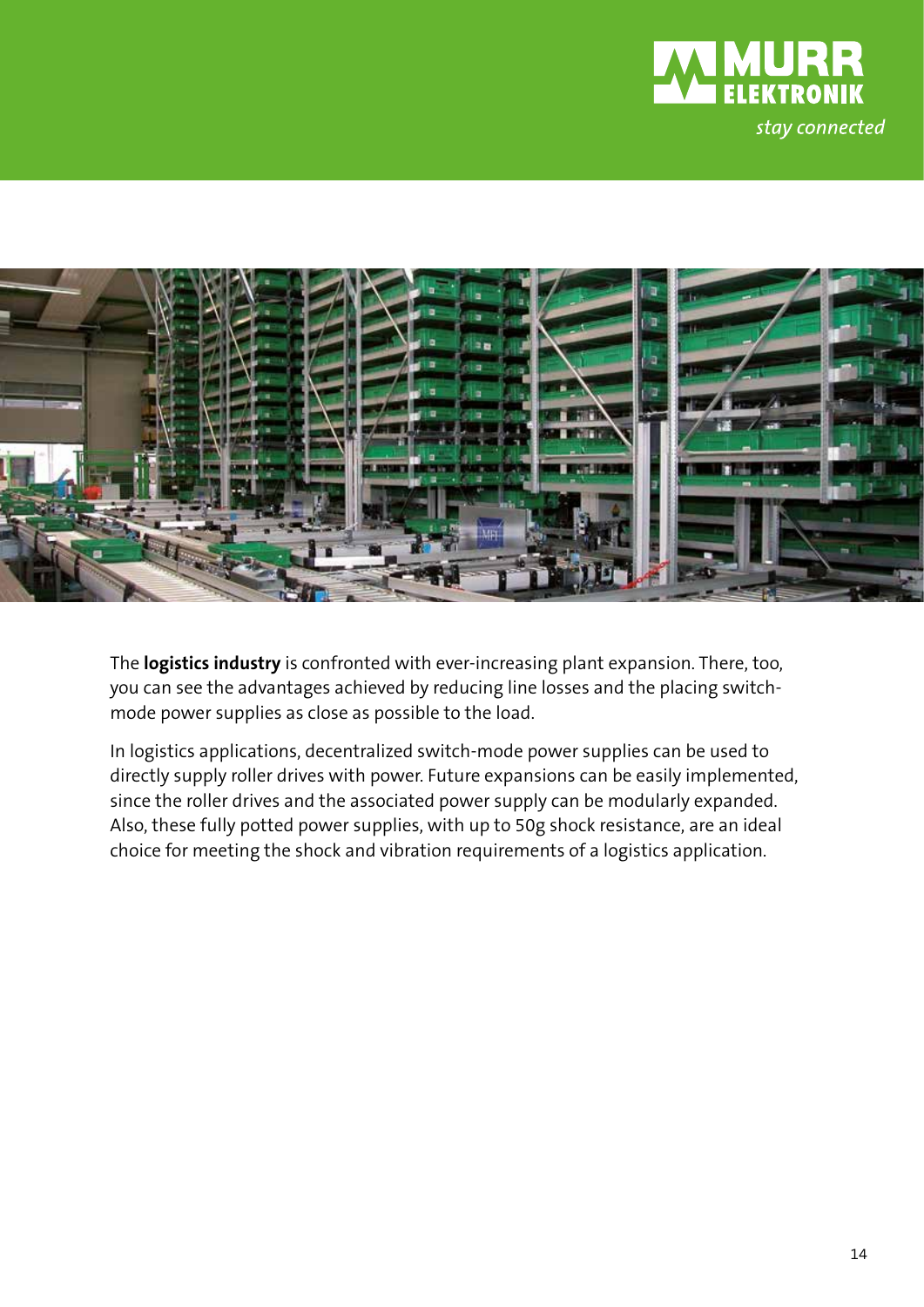The **logistics industry** is confronted with ever-increasing plant expansion. There, too, you can see the advantages achieved by reducing line losses and the placing switch-mode power supplies as close as possible to the load.

In logistics applications, decentralized switch-mode power supplies can be used to directly supply roller drives with power. Future expansions can be easily implemented, since the roller drives and the associated power supply can be modularly expanded. Also, these fully potted power supplies, with up to 50g shock resistance, are an ideal choice for meeting the shock and vibration requirements of a logistics application.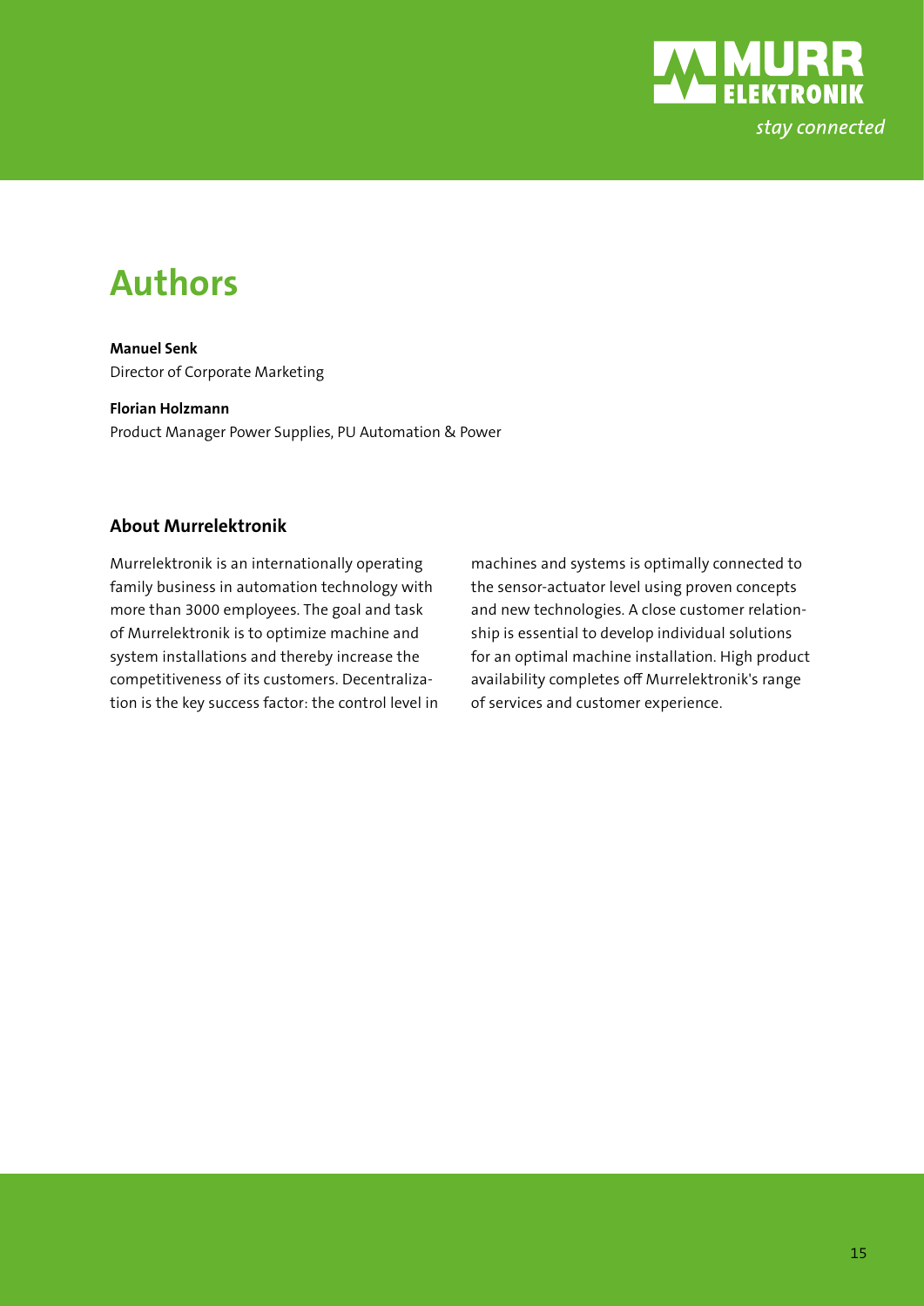# Authors

**Manuel Senk**
Director of Corporate Marketing

**Florian Holzmann**
Product Manager Power Supplies, PU Automation & Power

## About Murrelektronik

Murrelektronik is an internationally operating family business in automation technology with more than 3000 employees. The goal and task of Murrelektronik is to optimize machine and system installations and thereby increase the competitiveness of its customers. Decentralization is the key success factor: the control level in machines and systems is optimally connected to the sensor-actuator level using proven concepts and new technologies. A close customer relationship is essential to develop individual solutions for an optimal machine installation. High product availability completes off Murrelektronik's range of services and customer experience.